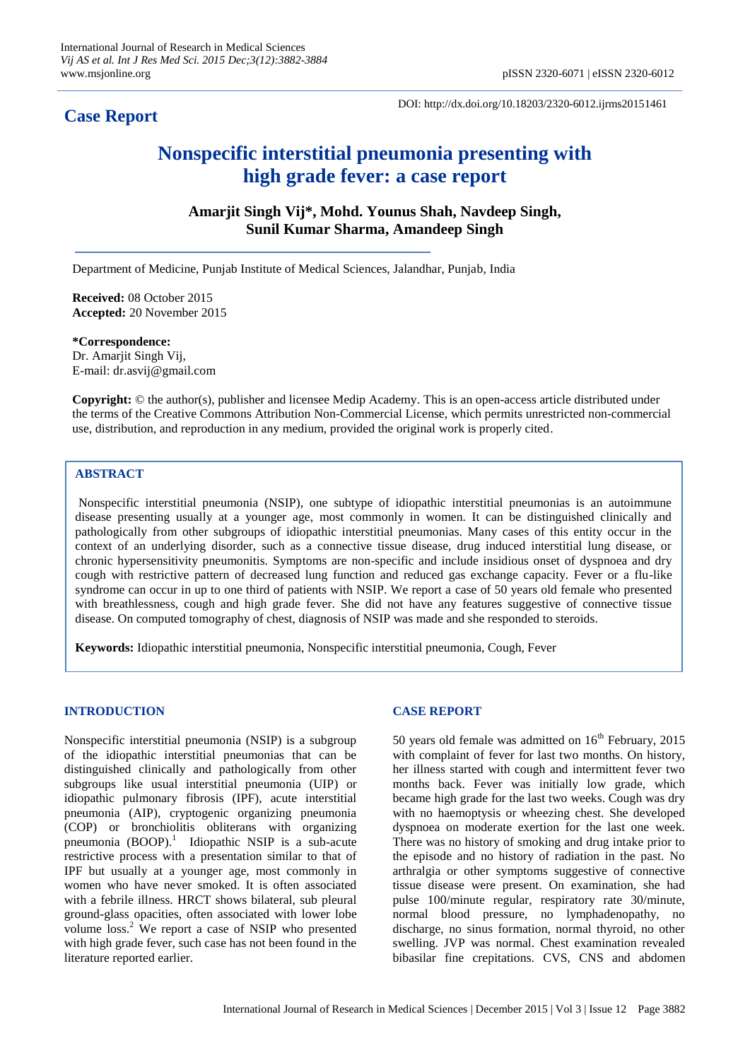## Case Report

DOI: http://dx.doi.org/10.18203/2320-6012.ijrms20151461

# Nonspecific interstitial pneumonia presenting with high grade fever: a case report

**Amarjit Singh Vij\*, Mohd. Younus Shah, Navdeep Singh, Sunil Kumar Sharma, Amandeep Singh**

Department of Medicine, Punjab Institute of Medical Sciences, Jalandhar, Punjab, India

**Received:** 08 October 2015
**Accepted:** 20 November 2015

**\*Correspondence:**
Dr. Amarjit Singh Vij,
E-mail: dr.asvij@gmail.com

**Copyright:** © the author(s), publisher and licensee Medip Academy. This is an open-access article distributed under the terms of the Creative Commons Attribution Non-Commercial License, which permits unrestricted non-commercial use, distribution, and reproduction in any medium, provided the original work is properly cited.

## ABSTRACT

Nonspecific interstitial pneumonia (NSIP), one subtype of idiopathic interstitial pneumonias is an autoimmune disease presenting usually at a younger age, most commonly in women. It can be distinguished clinically and pathologically from other subgroups of idiopathic interstitial pneumonias. Many cases of this entity occur in the context of an underlying disorder, such as a connective tissue disease, drug induced interstitial lung disease, or chronic hypersensitivity pneumonitis. Symptoms are non-specific and include insidious onset of dyspnoea and dry cough with restrictive pattern of decreased lung function and reduced gas exchange capacity. Fever or a flu-like syndrome can occur in up to one third of patients with NSIP. We report a case of 50 years old female who presented with breathlessness, cough and high grade fever. She did not have any features suggestive of connective tissue disease. On computed tomography of chest, diagnosis of NSIP was made and she responded to steroids.

**Keywords:** Idiopathic interstitial pneumonia, Nonspecific interstitial pneumonia, Cough, Fever

## INTRODUCTION

Nonspecific interstitial pneumonia (NSIP) is a subgroup of the idiopathic interstitial pneumonias that can be distinguished clinically and pathologically from other subgroups like usual interstitial pneumonia (UIP) or idiopathic pulmonary fibrosis (IPF), acute interstitial pneumonia (AIP), cryptogenic organizing pneumonia (COP) or bronchiolitis obliterans with organizing pneumonia (BOOP).[1] Idiopathic NSIP is a sub-acute restrictive process with a presentation similar to that of IPF but usually at a younger age, most commonly in women who have never smoked. It is often associated with a febrile illness. HRCT shows bilateral, sub pleural ground-glass opacities, often associated with lower lobe volume loss.[2] We report a case of NSIP who presented with high grade fever, such case has not been found in the literature reported earlier.

## CASE REPORT

50 years old female was admitted on 16th February, 2015 with complaint of fever for last two months. On history, her illness started with cough and intermittent fever two months back. Fever was initially low grade, which became high grade for the last two weeks. Cough was dry with no haemoptysis or wheezing chest. She developed dyspnoea on moderate exertion for the last one week. There was no history of smoking and drug intake prior to the episode and no history of radiation in the past. No arthralgia or other symptoms suggestive of connective tissue disease were present. On examination, she had pulse 100/minute regular, respiratory rate 30/minute, normal blood pressure, no lymphadenopathy, no discharge, no sinus formation, normal thyroid, no other swelling. JVP was normal. Chest examination revealed bibasilar fine crepitations. CVS, CNS and abdomen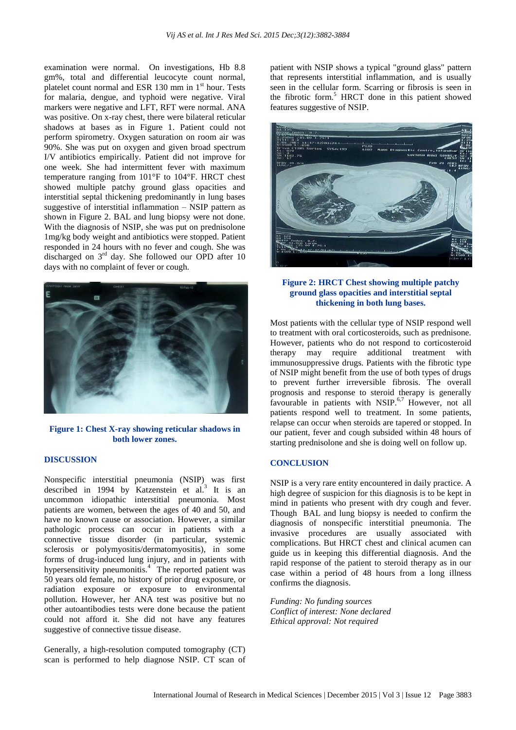examination were normal. On investigations, Hb 8.8 gm%, total and differential leucocyte count normal, platelet count normal and ESR 130 mm in 1st hour. Tests for malaria, dengue, and typhoid were negative. Viral markers were negative and LFT, RFT were normal. ANA was positive. On x-ray chest, there were bilateral reticular shadows at bases as in Figure 1. Patient could not perform spirometry. Oxygen saturation on room air was 90%. She was put on oxygen and given broad spectrum I/V antibiotics empirically. Patient did not improve for one week. She had intermittent fever with maximum temperature ranging from 101°F to 104°F. HRCT chest showed multiple patchy ground glass opacities and interstitial septal thickening predominantly in lung bases suggestive of interstitial inflammation – NSIP pattern as shown in Figure 2. BAL and lung biopsy were not done. With the diagnosis of NSIP, she was put on prednisolone 1mg/kg body weight and antibiotics were stopped. Patient responded in 24 hours with no fever and cough. She was discharged on 3rd day. She followed our OPD after 10 days with no complaint of fever or cough.

**Figure 1: Chest X-ray showing reticular shadows in both lower zones.**

## DISCUSSION

Nonspecific interstitial pneumonia (NSIP) was first described in 1994 by Katzenstein et al.[3] It is an uncommon idiopathic interstitial pneumonia. Most patients are women, between the ages of 40 and 50, and have no known cause or association. However, a similar pathologic process can occur in patients with a connective tissue disorder (in particular, systemic sclerosis or polymyositis/dermatomyositis), in some forms of drug-induced lung injury, and in patients with hypersensitivity pneumonitis.[4] The reported patient was 50 years old female, no history of prior drug exposure, or radiation exposure or exposure to environmental pollution. However, her ANA test was positive but no other autoantibodies tests were done because the patient could not afford it. She did not have any features suggestive of connective tissue disease.

Generally, a high-resolution computed tomography (CT) scan is performed to help diagnose NSIP. CT scan of patient with NSIP shows a typical "ground glass" pattern that represents interstitial inflammation, and is usually seen in the cellular form. Scarring or fibrosis is seen in the fibrotic form.[5] HRCT done in this patient showed features suggestive of NSIP.

**Figure 2: HRCT Chest showing multiple patchy ground glass opacities and interstitial septal thickening in both lung bases.**

Most patients with the cellular type of NSIP respond well to treatment with oral corticosteroids, such as prednisone. However, patients who do not respond to corticosteroid therapy may require additional treatment with immunosuppressive drugs. Patients with the fibrotic type of NSIP might benefit from the use of both types of drugs to prevent further irreversible fibrosis. The overall prognosis and response to steroid therapy is generally favourable in patients with NSIP.[6,7] However, not all patients respond well to treatment. In some patients, relapse can occur when steroids are tapered or stopped. In our patient, fever and cough subsided within 48 hours of starting prednisolone and she is doing well on follow up.

## CONCLUSION

NSIP is a very rare entity encountered in daily practice. A high degree of suspicion for this diagnosis is to be kept in mind in patients who present with dry cough and fever. Though BAL and lung biopsy is needed to confirm the diagnosis of nonspecific interstitial pneumonia. The invasive procedures are usually associated with complications. But HRCT chest and clinical acumen can guide us in keeping this differential diagnosis. And the rapid response of the patient to steroid therapy as in our case within a period of 48 hours from a long illness confirms the diagnosis.

*Funding: No funding sources*
*Conflict of interest: None declared*
*Ethical approval: Not required*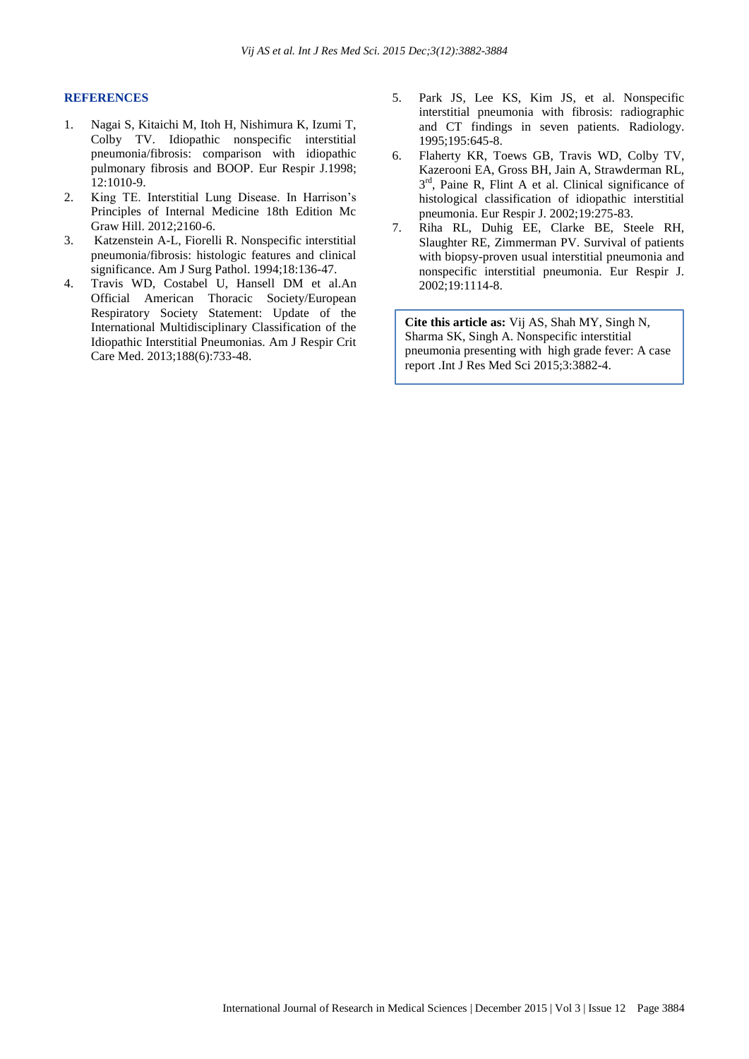## REFERENCES

1. Nagai S, Kitaichi M, Itoh H, Nishimura K, Izumi T, Colby TV. Idiopathic nonspecific interstitial pneumonia/fibrosis: comparison with idiopathic pulmonary fibrosis and BOOP. Eur Respir J.1998; 12:1010-9.
2. King TE. Interstitial Lung Disease. In Harrison's Principles of Internal Medicine 18th Edition Mc Graw Hill. 2012;2160-6.
3. Katzenstein A-L, Fiorelli R. Nonspecific interstitial pneumonia/fibrosis: histologic features and clinical significance. Am J Surg Pathol. 1994;18:136-47.
4. Travis WD, Costabel U, Hansell DM et al.An Official American Thoracic Society/European Respiratory Society Statement: Update of the International Multidisciplinary Classification of the Idiopathic Interstitial Pneumonias. Am J Respir Crit Care Med. 2013;188(6):733-48.
5. Park JS, Lee KS, Kim JS, et al. Nonspecific interstitial pneumonia with fibrosis: radiographic and CT findings in seven patients. Radiology. 1995;195:645-8.
6. Flaherty KR, Toews GB, Travis WD, Colby TV, Kazerooni EA, Gross BH, Jain A, Strawderman RL, 3rd, Paine R, Flint A et al. Clinical significance of histological classification of idiopathic interstitial pneumonia. Eur Respir J. 2002;19:275-83.
7. Riha RL, Duhig EE, Clarke BE, Steele RH, Slaughter RE, Zimmerman PV. Survival of patients with biopsy-proven usual interstitial pneumonia and nonspecific interstitial pneumonia. Eur Respir J. 2002;19:1114-8.

**Cite this article as:** Vij AS, Shah MY, Singh N, Sharma SK, Singh A. Nonspecific interstitial pneumonia presenting with high grade fever: A case report .Int J Res Med Sci 2015;3:3882-4.